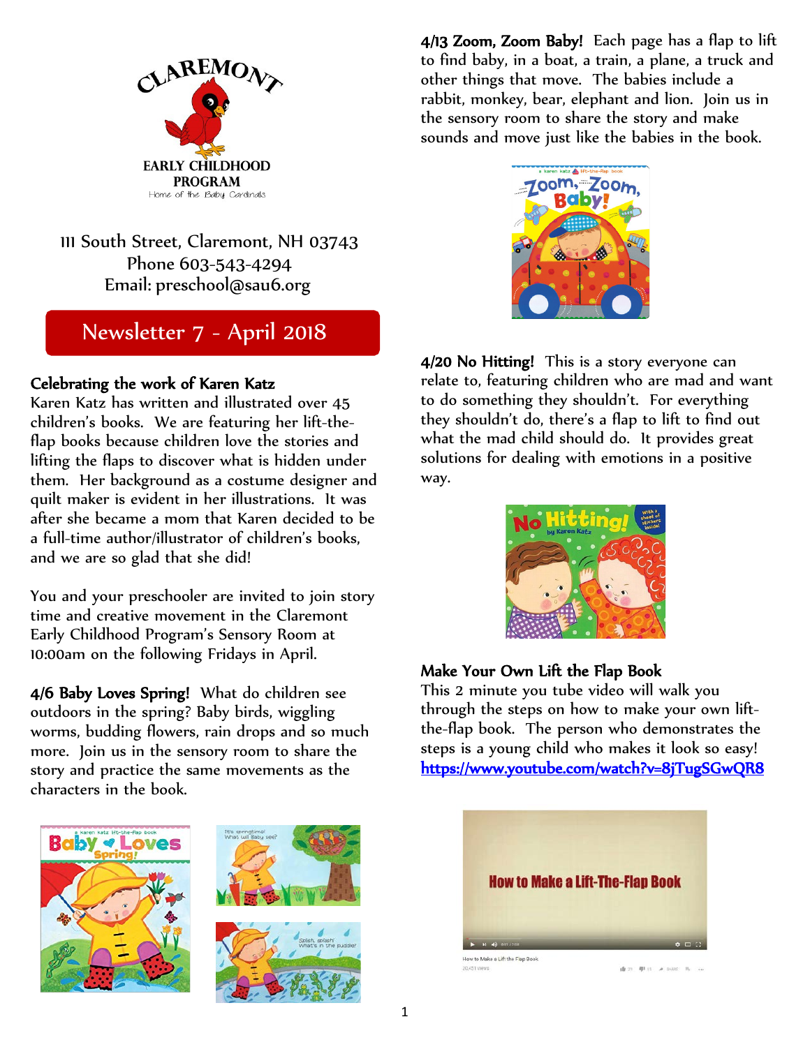CLAREMONT

EARLY CHILDHOOD PROGRAM

Home of the Baby Cardinals

111 South Street, Claremont, NH 03743
Phone 603-543-4294
Email: preschool@sau6.org

# Newsletter 7 - April 2018

## Celebrating the work of Karen Katz

Karen Katz has written and illustrated over 45 children's books. We are featuring her lift-the-flap books because children love the stories and lifting the flaps to discover what is hidden under them. Her background as a costume designer and quilt maker is evident in her illustrations. It was after she became a mom that Karen decided to be a full-time author/illustrator of children's books, and we are so glad that she did!

You and your preschooler are invited to join story time and creative movement in the Claremont Early Childhood Program's Sensory Room at 10:00am on the following Fridays in April.

**4/6 Baby Loves Spring!** What do children see outdoors in the spring? Baby birds, wiggling worms, budding flowers, rain drops and so much more. Join us in the sensory room to share the story and practice the same movements as the characters in the book.

**4/13 Zoom, Zoom Baby!** Each page has a flap to lift to find baby, in a boat, a train, a plane, a truck and other things that move. The babies include a rabbit, monkey, bear, elephant and lion. Join us in the sensory room to share the story and make sounds and move just like the babies in the book.

**4/20 No Hitting!** This is a story everyone can relate to, featuring children who are mad and want to do something they shouldn't. For everything they shouldn't do, there's a flap to lift to find out what the mad child should do. It provides great solutions for dealing with emotions in a positive way.

## Make Your Own Lift the Flap Book

This 2 minute you tube video will walk you through the steps on how to make your own lift-the-flap book. The person who demonstrates the steps is a young child who makes it look so easy!
https://www.youtube.com/watch?v=8jTugSGwQR8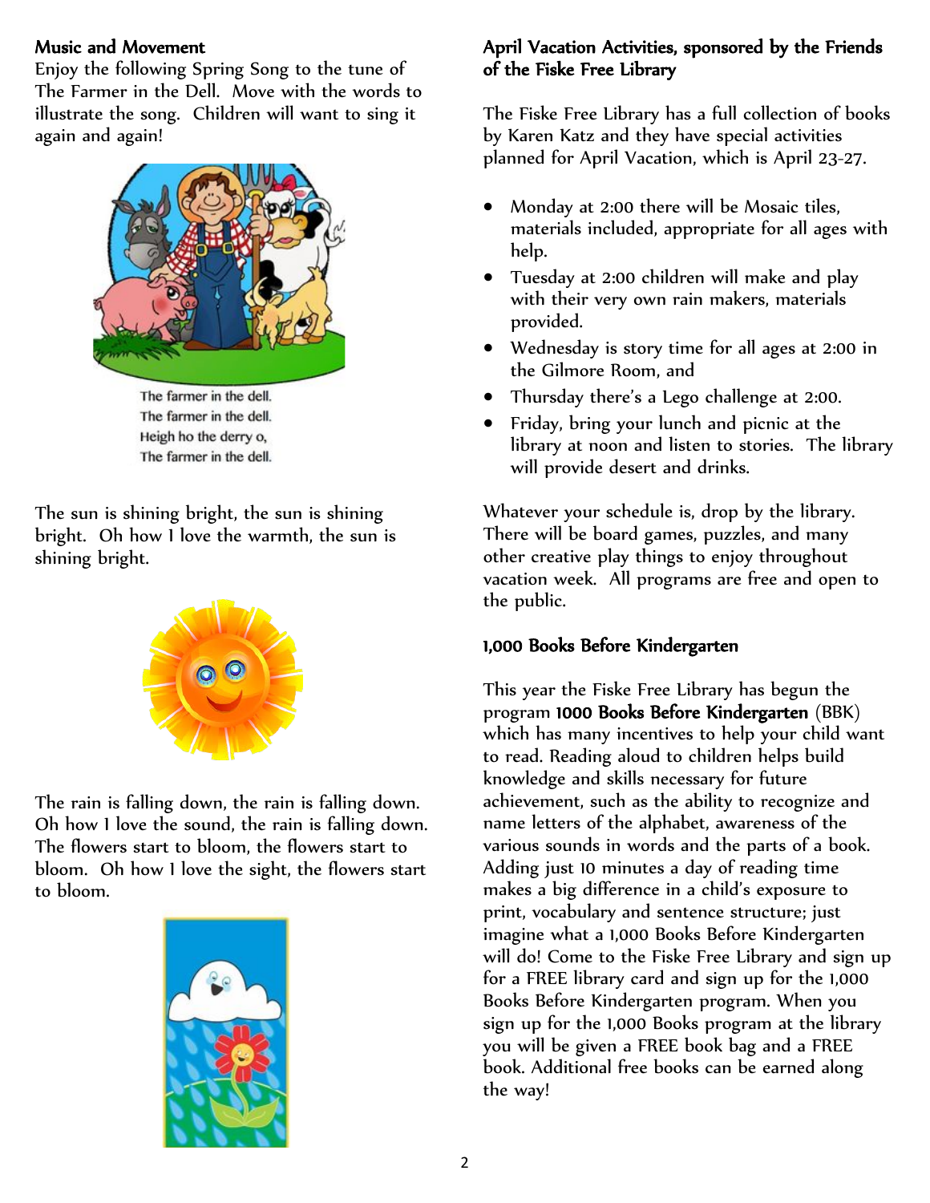## Music and Movement

Enjoy the following Spring Song to the tune of The Farmer in the Dell. Move with the words to illustrate the song. Children will want to sing it again and again!

The farmer in the dell.
The farmer in the dell.
Heigh ho the derry o,
The farmer in the dell.

The sun is shining bright, the sun is shining bright. Oh how I love the warmth, the sun is shining bright.

The rain is falling down, the rain is falling down. Oh how I love the sound, the rain is falling down. The flowers start to bloom, the flowers start to bloom. Oh how I love the sight, the flowers start to bloom.

## April Vacation Activities, sponsored by the Friends of the Fiske Free Library

The Fiske Free Library has a full collection of books by Karen Katz and they have special activities planned for April Vacation, which is April 23-27.

- Monday at 2:00 there will be Mosaic tiles, materials included, appropriate for all ages with help.
- Tuesday at 2:00 children will make and play with their very own rain makers, materials provided.
- Wednesday is story time for all ages at 2:00 in the Gilmore Room, and
- Thursday there's a Lego challenge at 2:00.
- Friday, bring your lunch and picnic at the library at noon and listen to stories. The library will provide desert and drinks.

Whatever your schedule is, drop by the library. There will be board games, puzzles, and many other creative play things to enjoy throughout vacation week. All programs are free and open to the public.

## 1,000 Books Before Kindergarten

This year the Fiske Free Library has begun the program **1000 Books Before Kindergarten** (BBK) which has many incentives to help your child want to read. Reading aloud to children helps build knowledge and skills necessary for future achievement, such as the ability to recognize and name letters of the alphabet, awareness of the various sounds in words and the parts of a book. Adding just 10 minutes a day of reading time makes a big difference in a child's exposure to print, vocabulary and sentence structure; just imagine what a 1,000 Books Before Kindergarten will do! Come to the Fiske Free Library and sign up for a FREE library card and sign up for the 1,000 Books Before Kindergarten program. When you sign up for the 1,000 Books program at the library you will be given a FREE book bag and a FREE book. Additional free books can be earned along the way!